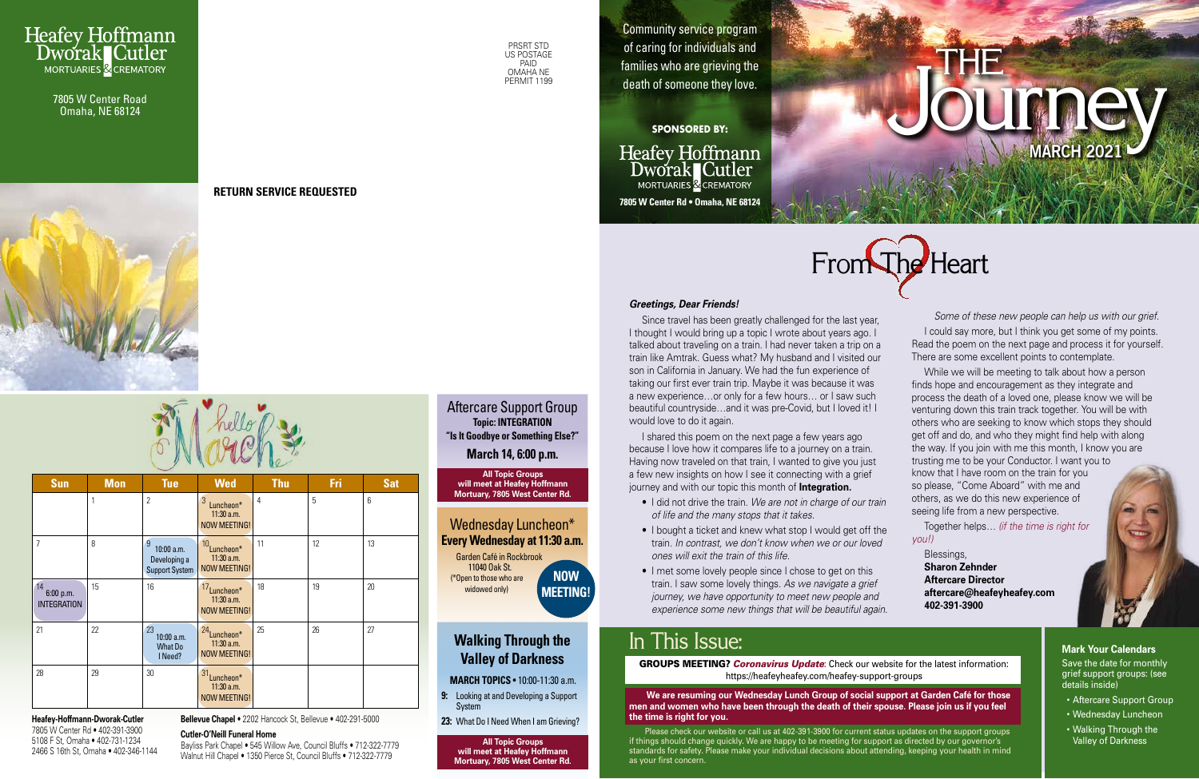Heafey Hoffmann Dworak Cutler
MORTUARIES & CREMATORY

7805 W Center Road
Omaha, NE 68124

PRSRT STD
US POSTAGE
PAID
OMAHA NE
PERMIT 1199

**RETURN SERVICE REQUESTED**

# hello March

| Sun | Mon | Tue | Wed | Thu | Fri | Sat |
|---|---|---|---|---|---|---|
| | 1 | 2 | 3 Luncheon* 11:30 a.m. NOW MEETING! | 4 | 5 | 6 |
| 7 | 8 | 9 10:00 a.m. Developing a Support System | 10 Luncheon* 11:30 a.m. NOW MEETING! | 11 | 12 | 13 |
| 14 6:00 p.m. INTEGRATION | 15 | 16 | 17 Luncheon* 11:30 a.m. NOW MEETING! | 18 | 19 | 20 |
| 21 | 22 | 23 10:00 a.m. What Do I Need? | 24 Luncheon* 11:30 a.m. NOW MEETING! | 25 | 26 | 27 |
| 28 | 29 | 30 | 31 Luncheon* 11:30 a.m. NOW MEETING! | | | |

**Heafey-Hoffmann-Dworak-Cutler**
7805 W Center Rd • 402-391-3900
5108 F St, Omaha • 402-731-1234
2466 S 16th St, Omaha • 402-346-1144

**Bellevue Chapel** • 2202 Hancock St, Bellevue • 402-291-5000

**Cutler-O'Neill Funeral Home**
Bayliss Park Chapel • 545 Willow Ave, Council Bluffs • 712-322-7779
Walnut Hill Chapel • 1350 Pierce St, Council Bluffs • 712-322-7779

## Aftercare Support Group

**Topic: INTEGRATION**
**"Is It Goodbye or Something Else?"**
**March 14, 6:00 p.m.**

**All Topic Groups will meet at Heafey Hoffmann Mortuary, 7805 West Center Rd.**

## Wednesday Luncheon*
**Every Wednesday at 11:30 a.m.**

Garden Café in Rockbrook
11040 Oak St.
(*Open to those who are widowed only)

**NOW MEETING!**

## Walking Through the Valley of Darkness

**MARCH TOPICS** • 10:00-11:30 a.m.

**9:** Looking at and Developing a Support System
**23:** What Do I Need When I am Grieving?

**All Topic Groups will meet at Heafey Hoffmann Mortuary, 7805 West Center Rd.**

Community service program of caring for individuals and families who are grieving the death of someone they love.

**SPONSORED BY:**
Heafey Hoffmann Dworak Cutler
MORTUARIES & CREMATORY
**7805 W Center Rd • Omaha, NE 68124**

# THE Journey
**MARCH 2021**

## From The Heart

***Greetings, Dear Friends!***

Since travel has been greatly challenged for the last year, I thought I would bring up a topic I wrote about years ago. I talked about traveling on a train. I had never taken a trip on a train like Amtrak. Guess what? My husband and I visited our son in California in January. We had the fun experience of taking our first ever train trip. Maybe it was because it was a new experience…or only for a few hours… or I saw such beautiful countryside…and it was pre-Covid, but I loved it! I would love to do it again.

I shared this poem on the next page a few years ago because I love how it compares life to a journey on a train. Having now traveled on that train, I wanted to give you just a few new insights on how I see it connecting with a grief journey and with our topic this month of **Integration.**

- I did not drive the train. *We are not in charge of our train of life and the many stops that it takes.*
- I bought a ticket and knew what stop I would get off the train. *In contrast, we don't know when we or our loved ones will exit the train of this life.*
- I met some lovely people since I chose to get on this train. I saw such lovely things. *As we navigate a grief journey, we have opportunity to meet new people and experience some new things that will be beautiful again. Some of these new people can help us with our grief.*

I could say more, but I think you get some of my points. Read the poem on the next page and process it for yourself. There are some excellent points to contemplate.

While we will be meeting to talk about how a person finds hope and encouragement as they integrate and process the death of a loved one, please know we will be venturing down this train track together. You will be with others who are seeking to know which stops they should get off and do, and who they might find help with along the way. If you join with me this month, I know you are trusting me to be your Conductor. I want you to know that I have room on the train for you so please, "Come Aboard" with me and others, as we do this new experience of seeing life from a new perspective.

Together helps… *(if the time is right for you!)*

Blessings,
**Sharon Zehnder**
**Aftercare Director**
**aftercare@heafeyheafey.com**
**402-391-3900**

## In This Issue:

**GROUPS MEETING? *Coronavirus Update*:** Check our website for the latest information: https://heafeyheafey.com/heafey-support-groups

**We are resuming our Wednesday Lunch Group of social support at Garden Café for those men and women who have been through the death of their spouse. Please join us if you feel the time is right for you.**

Please check our website or call us at 402-391-3900 for current status updates on the support groups if things should change quickly. We are happy to be meeting for support as directed by our governor's standards for safety. Please make your individual decisions about attending, keeping your health in mind as your first concern.

**Mark Your Calendars**

Save the date for monthly grief support groups: (see details inside)

- Aftercare Support Group
- Wednesday Luncheon
- Walking Through the Valley of Darkness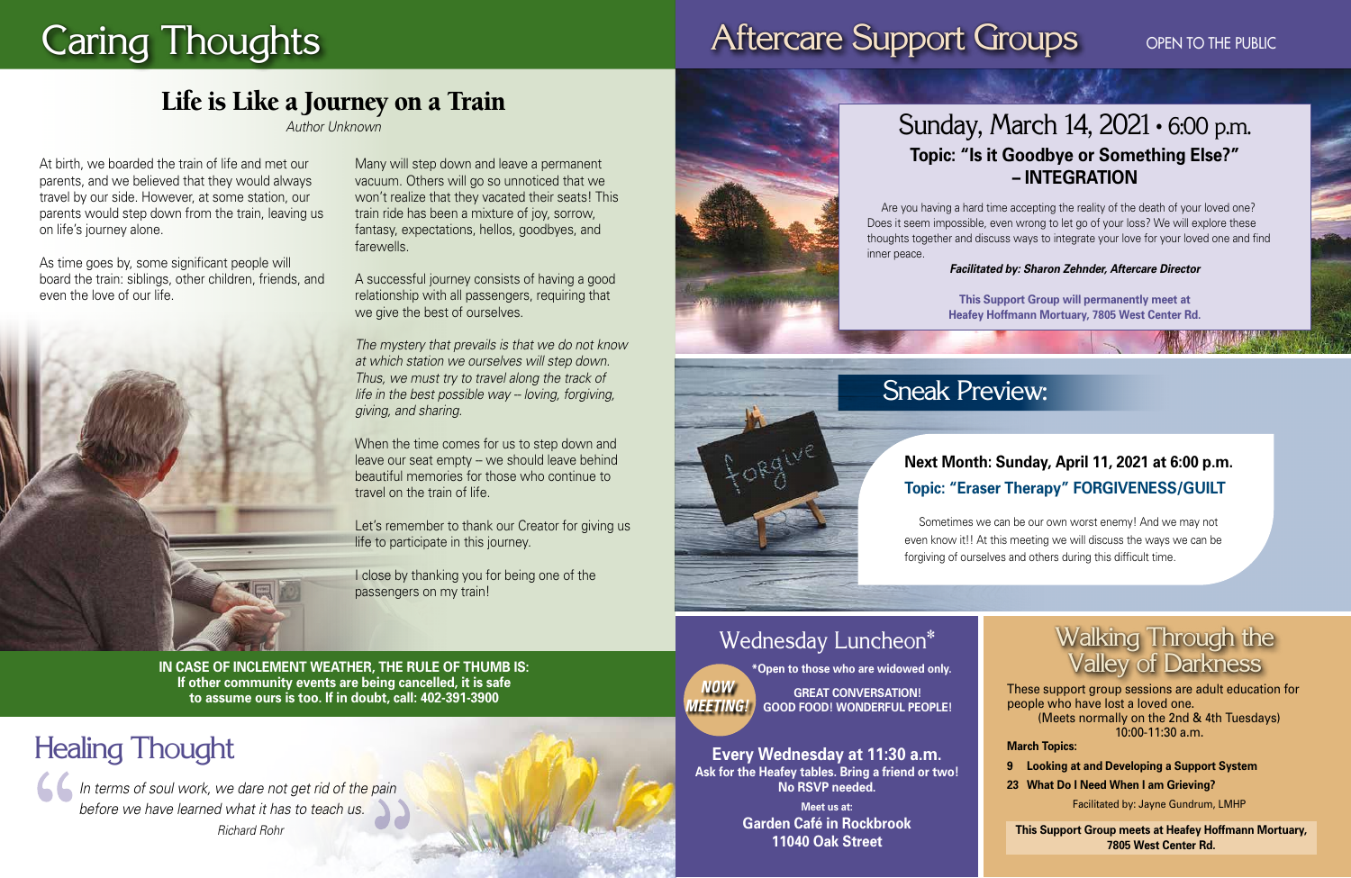# Caring Thoughts

## Life is Like a Journey on a Train

*Author Unknown*

At birth, we boarded the train of life and met our parents, and we believed that they would always travel by our side. However, at some station, our parents would step down from the train, leaving us on life's journey alone.

As time goes by, some significant people will board the train: siblings, other children, friends, and even the love of our life.

Many will step down and leave a permanent vacuum. Others will go so unnoticed that we won't realize that they vacated their seats! This train ride has been a mixture of joy, sorrow, fantasy, expectations, hellos, goodbyes, and farewells.

A successful journey consists of having a good relationship with all passengers, requiring that we give the best of ourselves.

*The mystery that prevails is that we do not know at which station we ourselves will step down. Thus, we must try to travel along the track of life in the best possible way – loving, forgiving, giving, and sharing.*

When the time comes for us to step down and leave our seat empty – we should leave behind beautiful memories for those who continue to travel on the train of life.

Let's remember to thank our Creator for giving us life to participate in this journey.

I close by thanking you for being one of the passengers on my train!

**IN CASE OF INCLEMENT WEATHER, THE RULE OF THUMB IS: If other community events are being cancelled, it is safe to assume ours is too. If in doubt, call: 402-391-3900**

## Healing Thought

*In terms of soul work, we dare not get rid of the pain before we have learned what it has to teach us.*

*Richard Rohr*

# Aftercare Support Groups

OPEN TO THE PUBLIC

## Sunday, March 14, 2021 • 6:00 p.m.

**Topic: "Is it Goodbye or Something Else?" – INTEGRATION**

Are you having a hard time accepting the reality of the death of your loved one? Does it seem impossible, even wrong to let go of your loss? We will explore these thoughts together and discuss ways to integrate your love for your loved one and find inner peace.

***Facilitated by: Sharon Zehnder, Aftercare Director***

**This Support Group will permanently meet at Heafey Hoffmann Mortuary, 7805 West Center Rd.**

## Sneak Preview:

**Next Month: Sunday, April 11, 2021 at 6:00 p.m.**

**Topic: "Eraser Therapy" FORGIVENESS/GUILT**

Sometimes we can be our own worst enemy! And we may not even know it!! At this meeting we will discuss the ways we can be forgiving of ourselves and others during this difficult time.

## Wednesday Luncheon*

***Open to those who are widowed only.**

***NOW MEETING!***

**GREAT CONVERSATION! GOOD FOOD! WONDERFUL PEOPLE!**

**Every Wednesday at 11:30 a.m.**

**Ask for the Heafey tables. Bring a friend or two! No RSVP needed.**

**Meet us at: Garden Café in Rockbrook 11040 Oak Street**

## Walking Through the Valley of Darkness

These support group sessions are adult education for people who have lost a loved one.
(Meets normally on the 2nd & 4th Tuesdays)
10:00-11:30 a.m.

**March Topics:**

- **9 Looking at and Developing a Support System**
- **23 What Do I Need When I am Grieving?**

Facilitated by: Jayne Gundrum, LMHP

**This Support Group meets at Heafey Hoffmann Mortuary, 7805 West Center Rd.**